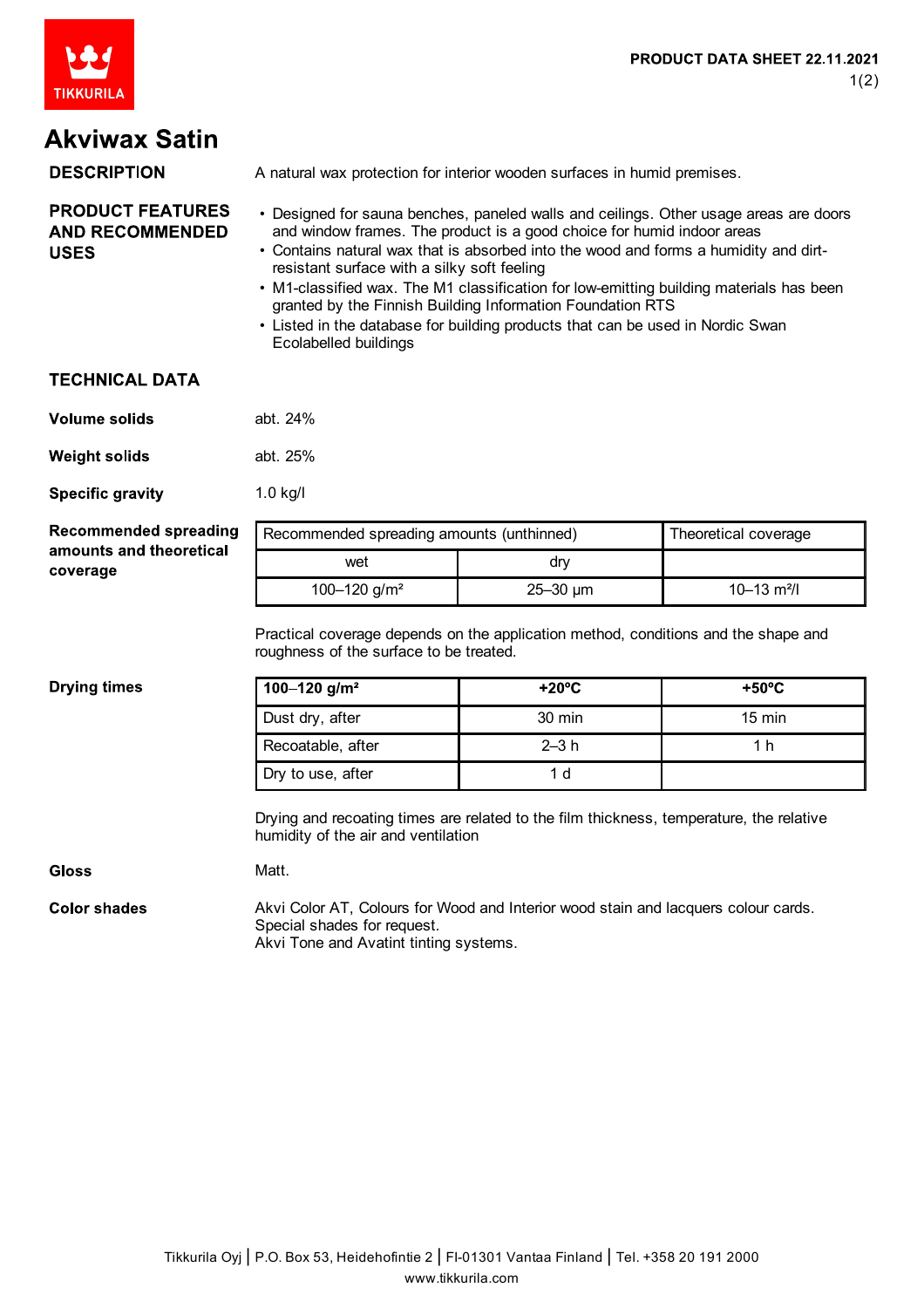**PRODUCT DATA SHEET 22.11.2021**

# Akviwax Satin

## DESCRIPTION

A natural wax protection for interior wooden surfaces in humid premises.

## PRODUCT FEATURES AND RECOMMENDED USES

- Designed for sauna benches, paneled walls and ceilings. Other usage areas are doors and window frames. The product is a good choice for humid indoor areas
- Contains natural wax that is absorbed into the wood and forms a humidity and dirt-resistant surface with a silky soft feeling
- M1-classified wax. The M1 classification for low-emitting building materials has been granted by the Finnish Building Information Foundation RTS
- Listed in the database for building products that can be used in Nordic Swan Ecolabelled buildings

## TECHNICAL DATA

**Volume solids**

abt. 24%

**Weight solids**

abt. 25%

**Specific gravity**

1.0 kg/l

**Recommended spreading amounts and theoretical coverage**

| Recommended spreading amounts (unthinned) | | Theoretical coverage |
|---|---|---|
| wet | dry | |
| 100–120 g/m² | 25–30 µm | 10–13 m²/l |

Practical coverage depends on the application method, conditions and the shape and roughness of the surface to be treated.

**Drying times**

| 100–120 g/m² | +20°C | +50°C |
|---|---|---|
| Dust dry, after | 30 min | 15 min |
| Recoatable, after | 2–3 h | 1 h |
| Dry to use, after | 1 d | |

Drying and recoating times are related to the film thickness, temperature, the relative humidity of the air and ventilation

**Gloss**

Matt.

**Color shades**

Akvi Color AT, Colours for Wood and Interior wood stain and lacquers colour cards.
Special shades for request.
Akvi Tone and Avatint tinting systems.

Tikkurila Oyj | P.O. Box 53, Heidehofintie 2 | FI-01301 Vantaa Finland | Tel. +358 20 191 2000
www.tikkurila.com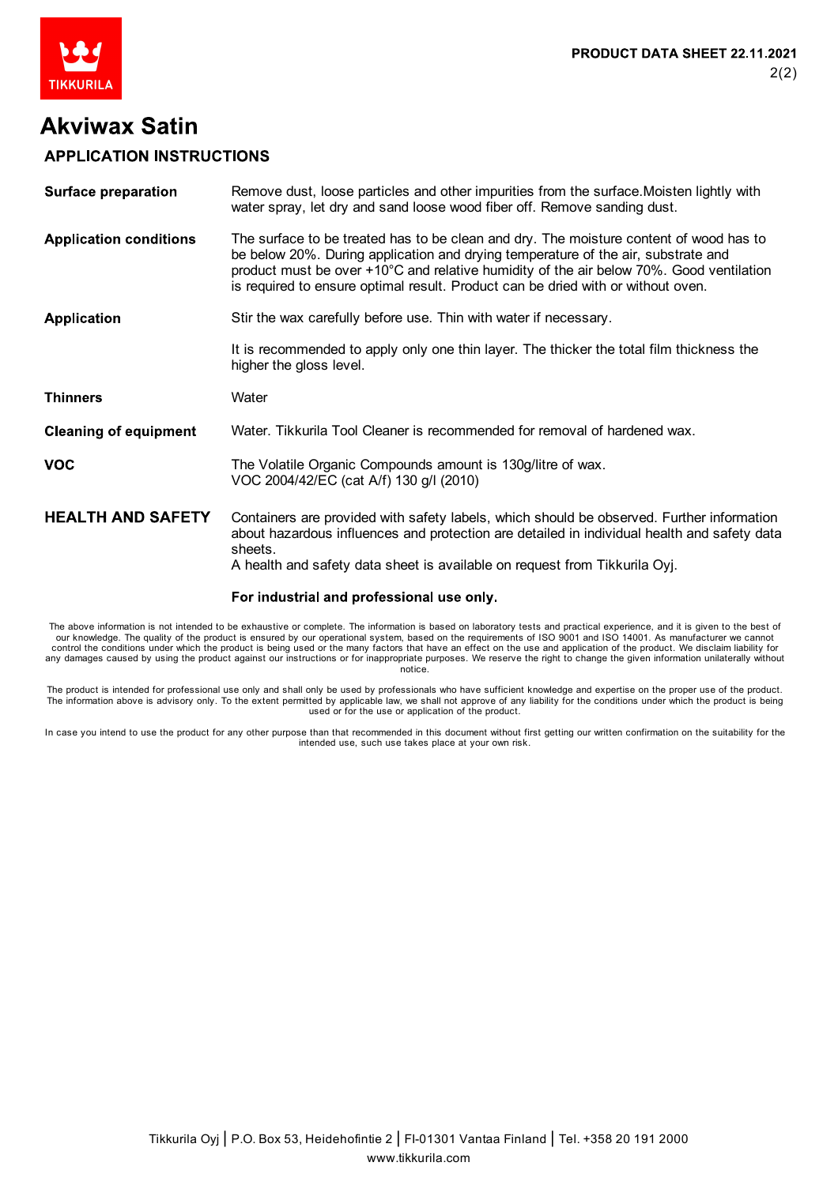# Akviwax Satin

## APPLICATION INSTRUCTIONS

**Surface preparation**

Remove dust, loose particles and other impurities from the surface.Moisten lightly with water spray, let dry and sand loose wood fiber off. Remove sanding dust.

**Application conditions**

The surface to be treated has to be clean and dry. The moisture content of wood has to be below 20%. During application and drying temperature of the air, substrate and product must be over +10°C and relative humidity of the air below 70%. Good ventilation is required to ensure optimal result. Product can be dried with or without oven.

**Application**

Stir the wax carefully before use. Thin with water if necessary.

It is recommended to apply only one thin layer. The thicker the total film thickness the higher the gloss level.

**Thinners**

Water

**Cleaning of equipment**

Water. Tikkurila Tool Cleaner is recommended for removal of hardened wax.

**VOC**

The Volatile Organic Compounds amount is 130g/litre of wax.
VOC 2004/42/EC (cat A/f) 130 g/l (2010)

## HEALTH AND SAFETY

Containers are provided with safety labels, which should be observed. Further information about hazardous influences and protection are detailed in individual health and safety data sheets.
A health and safety data sheet is available on request from Tikkurila Oyj.

**For industrial and professional use only.**

The above information is not intended to be exhaustive or complete. The information is based on laboratory tests and practical experience, and it is given to the best of our knowledge. The quality of the product is ensured by our operational system, based on the requirements of ISO 9001 and ISO 14001. As manufacturer we cannot control the conditions under which the product is being used or the many factors that have an effect on the use and application of the product. We disclaim liability for any damages caused by using the product against our instructions or for inappropriate purposes. We reserve the right to change the given information unilaterally without notice.

The product is intended for professional use only and shall only be used by professionals who have sufficient knowledge and expertise on the proper use of the product. The information above is advisory only. To the extent permitted by applicable law, we shall not approve of any liability for the conditions under which the product is being used or for the use or application of the product.

In case you intend to use the product for any other purpose than that recommended in this document without first getting our written confirmation on the suitability for the intended use, such use takes place at your own risk.

Tikkurila Oyj | P.O. Box 53, Heidehofintie 2 | FI-01301 Vantaa Finland | Tel. +358 20 191 2000
www.tikkurila.com